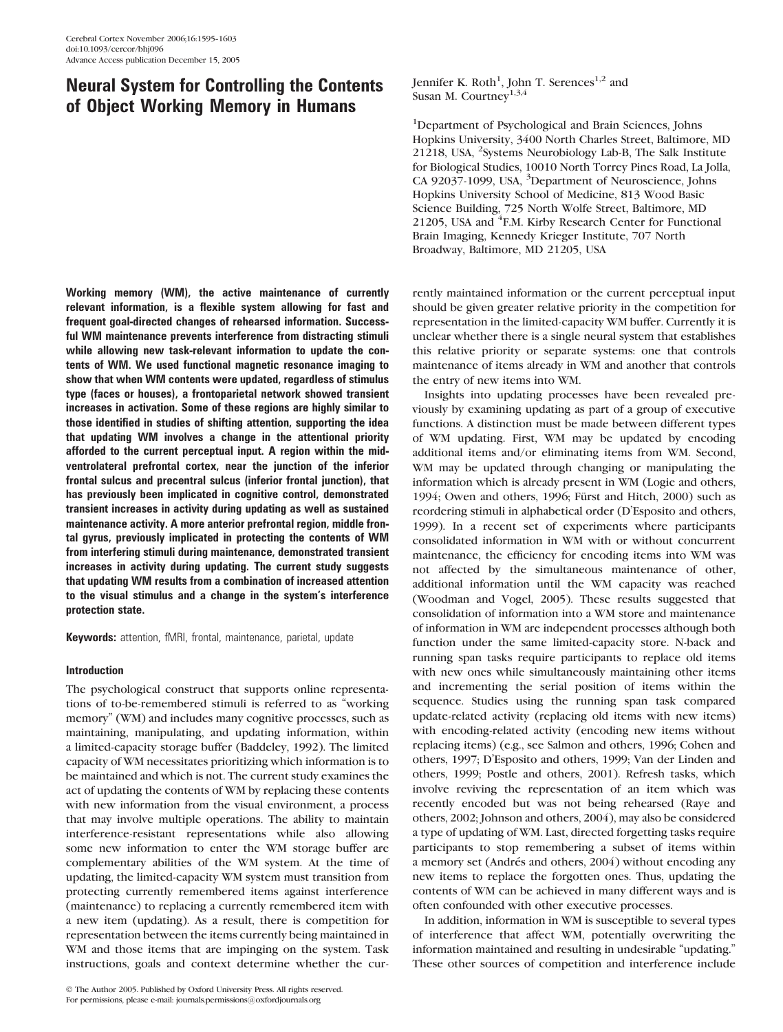# Neural System for Controlling the Contents of Object Working Memory in Humans

Jennifer K. Roth[1], John T. Serences[1,2] and Susan M. Courtney[1,3,4]

[1]Department of Psychological and Brain Sciences, Johns Hopkins University, 3400 North Charles Street, Baltimore, MD 21218, USA, [2]Systems Neurobiology Lab-B, The Salk Institute for Biological Studies, 10010 North Torrey Pines Road, La Jolla, CA 92037-1099, USA, [3]Department of Neuroscience, Johns Hopkins University School of Medicine, 813 Wood Basic Science Building, 725 North Wolfe Street, Baltimore, MD 21205, USA and [4]F.M. Kirby Research Center for Functional Brain Imaging, Kennedy Krieger Institute, 707 North Broadway, Baltimore, MD 21205, USA

**Working memory (WM), the active maintenance of currently relevant information, is a flexible system allowing for fast and frequent goal-directed changes of rehearsed information. Successful WM maintenance prevents interference from distracting stimuli while allowing new task-relevant information to update the contents of WM. We used functional magnetic resonance imaging to show that when WM contents were updated, regardless of stimulus type (faces or houses), a frontoparietal network showed transient increases in activation. Some of these regions are highly similar to those identified in studies of shifting attention, supporting the idea that updating WM involves a change in the attentional priority afforded to the current perceptual input. A region within the mid-ventrolateral prefrontal cortex, near the junction of the inferior frontal sulcus and precentral sulcus (inferior frontal junction), that has previously been implicated in cognitive control, demonstrated transient increases in activity during updating as well as sustained maintenance activity. A more anterior prefrontal region, middle frontal gyrus, previously implicated in protecting the contents of WM from interfering stimuli during maintenance, demonstrated transient increases in activity during updating. The current study suggests that updating WM results from a combination of increased attention to the visual stimulus and a change in the system's interference protection state.**

**Keywords:** attention, fMRI, frontal, maintenance, parietal, update

## Introduction

The psychological construct that supports online representations of to-be-remembered stimuli is referred to as "working memory" (WM) and includes many cognitive processes, such as maintaining, manipulating, and updating information, within a limited-capacity storage buffer (Baddeley, 1992). The limited capacity of WM necessitates prioritizing which information is to be maintained and which is not. The current study examines the act of updating the contents of WM by replacing these contents with new information from the visual environment, a process that may involve multiple operations. The ability to maintain interference-resistant representations while also allowing some new information to enter the WM storage buffer are complementary abilities of the WM system. At the time of updating, the limited-capacity WM system must transition from protecting currently remembered items against interference (maintenance) to replacing a currently remembered item with a new item (updating). As a result, there is competition for representation between the items currently being maintained in WM and those items that are impinging on the system. Task instructions, goals and context determine whether the currently maintained information or the current perceptual input should be given greater relative priority in the competition for representation in the limited-capacity WM buffer. Currently it is unclear whether there is a single neural system that establishes this relative priority or separate systems: one that controls maintenance of items already in WM and another that controls the entry of new items into WM.

Insights into updating processes have been revealed previously by examining updating as part of a group of executive functions. A distinction must be made between different types of WM updating. First, WM may be updated by encoding additional items and/or eliminating items from WM. Second, WM may be updated through changing or manipulating the information which is already present in WM (Logie and others, 1994; Owen and others, 1996; Fürst and Hitch, 2000) such as reordering stimuli in alphabetical order (D'Esposito and others, 1999). In a recent set of experiments where participants consolidated information in WM with or without concurrent maintenance, the efficiency for encoding items into WM was not affected by the simultaneous maintenance of other, additional information until the WM capacity was reached (Woodman and Vogel, 2005). These results suggested that consolidation of information into a WM store and maintenance of information in WM are independent processes although both function under the same limited-capacity store. N-back and running span tasks require participants to replace old items with new ones while simultaneously maintaining other items and incrementing the serial position of items within the sequence. Studies using the running span task compared update-related activity (replacing old items with new items) with encoding-related activity (encoding new items without replacing items) (e.g., see Salmon and others, 1996; Cohen and others, 1997; D'Esposito and others, 1999; Van der Linden and others, 1999; Postle and others, 2001). Refresh tasks, which involve reviving the representation of an item which was recently encoded but was not being rehearsed (Raye and others, 2002; Johnson and others, 2004), may also be considered a type of updating of WM. Last, directed forgetting tasks require participants to stop remembering a subset of items within a memory set (Andrés and others, 2004) without encoding any new items to replace the forgotten ones. Thus, updating the contents of WM can be achieved in many different ways and is often confounded with other executive processes.

In addition, information in WM is susceptible to several types of interference that affect WM, potentially overwriting the information maintained and resulting in undesirable "updating." These other sources of competition and interference include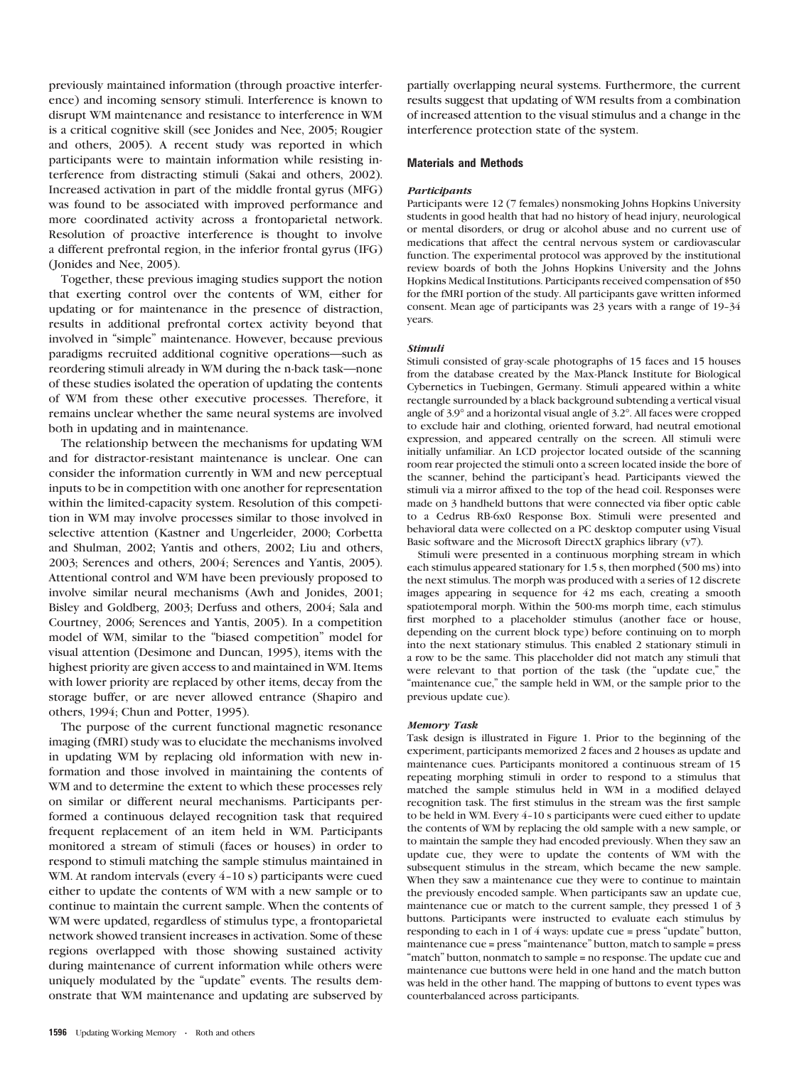previously maintained information (through proactive interference) and incoming sensory stimuli. Interference is known to disrupt WM maintenance and resistance to interference in WM is a critical cognitive skill (see Jonides and Nee, 2005; Rougier and others, 2005). A recent study was reported in which participants were to maintain information while resisting interference from distracting stimuli (Sakai and others, 2002). Increased activation in part of the middle frontal gyrus (MFG) was found to be associated with improved performance and more coordinated activity across a frontoparietal network. Resolution of proactive interference is thought to involve a different prefrontal region, in the inferior frontal gyrus (IFG) (Jonides and Nee, 2005).

Together, these previous imaging studies support the notion that exerting control over the contents of WM, either for updating or for maintenance in the presence of distraction, results in additional prefrontal cortex activity beyond that involved in "simple" maintenance. However, because previous paradigms recruited additional cognitive operations—such as reordering stimuli already in WM during the n-back task—none of these studies isolated the operation of updating the contents of WM from these other executive processes. Therefore, it remains unclear whether the same neural systems are involved both in updating and in maintenance.

The relationship between the mechanisms for updating WM and for distractor-resistant maintenance is unclear. One can consider the information currently in WM and new perceptual inputs to be in competition with one another for representation within the limited-capacity system. Resolution of this competition in WM may involve processes similar to those involved in selective attention (Kastner and Ungerleider, 2000; Corbetta and Shulman, 2002; Yantis and others, 2002; Liu and others, 2003; Serences and others, 2004; Serences and Yantis, 2005). Attentional control and WM have been previously proposed to involve similar neural mechanisms (Awh and Jonides, 2001; Bisley and Goldberg, 2003; Derfuss and others, 2004; Sala and Courtney, 2006; Serences and Yantis, 2005). In a competition model of WM, similar to the "biased competition" model for visual attention (Desimone and Duncan, 1995), items with the highest priority are given access to and maintained in WM. Items with lower priority are replaced by other items, decay from the storage buffer, or are never allowed entrance (Shapiro and others, 1994; Chun and Potter, 1995).

The purpose of the current functional magnetic resonance imaging (fMRI) study was to elucidate the mechanisms involved in updating WM by replacing old information with new information and those involved in maintaining the contents of WM and to determine the extent to which these processes rely on similar or different neural mechanisms. Participants performed a continuous delayed recognition task that required frequent replacement of an item held in WM. Participants monitored a stream of stimuli (faces or houses) in order to respond to stimuli matching the sample stimulus maintained in WM. At random intervals (every 4–10 s) participants were cued either to update the contents of WM with a new sample or to continue to maintain the current sample. When the contents of WM were updated, regardless of stimulus type, a frontoparietal network showed transient increases in activation. Some of these regions overlapped with those showing sustained activity during maintenance of current information while others were uniquely modulated by the "update" events. The results demonstrate that WM maintenance and updating are subserved by partially overlapping neural systems. Furthermore, the current results suggest that updating of WM results from a combination of increased attention to the visual stimulus and a change in the interference protection state of the system.

## Materials and Methods

### *Participants*

Participants were 12 (7 females) nonsmoking Johns Hopkins University students in good health that had no history of head injury, neurological or mental disorders, or drug or alcohol abuse and no current use of medications that affect the central nervous system or cardiovascular function. The experimental protocol was approved by the institutional review boards of both the Johns Hopkins University and the Johns Hopkins Medical Institutions. Participants received compensation of $50 for the fMRI portion of the study. All participants gave written informed consent. Mean age of participants was 23 years with a range of 19–34 years.

### *Stimuli*

Stimuli consisted of gray-scale photographs of 15 faces and 15 houses from the database created by the Max-Planck Institute for Biological Cybernetics in Tuebingen, Germany. Stimuli appeared within a white rectangle surrounded by a black background subtending a vertical visual angle of 3.9° and a horizontal visual angle of 3.2°. All faces were cropped to exclude hair and clothing, oriented forward, had neutral emotional expression, and appeared centrally on the screen. All stimuli were initially unfamiliar. An LCD projector located outside of the scanning room rear projected the stimuli onto a screen located inside the bore of the scanner, behind the participant's head. Participants viewed the stimuli via a mirror affixed to the top of the head coil. Responses were made on 3 handheld buttons that were connected via fiber optic cable to a Cedrus RB-6x0 Response Box. Stimuli were presented and behavioral data were collected on a PC desktop computer using Visual Basic software and the Microsoft DirectX graphics library (v7).

Stimuli were presented in a continuous morphing stream in which each stimulus appeared stationary for 1.5 s, then morphed (500 ms) into the next stimulus. The morph was produced with a series of 12 discrete images appearing in sequence for 42 ms each, creating a smooth spatiotemporal morph. Within the 500-ms morph time, each stimulus first morphed to a placeholder stimulus (another face or house, depending on the current block type) before continuing on to morph into the next stationary stimulus. This enabled 2 stationary stimuli in a row to be the same. This placeholder did not match any stimuli that were relevant to that portion of the task (the "update cue," the "maintenance cue," the sample held in WM, or the sample prior to the previous update cue).

### *Memory Task*

Task design is illustrated in Figure 1. Prior to the beginning of the experiment, participants memorized 2 faces and 2 houses as update and maintenance cues. Participants monitored a continuous stream of 15 repeating morphing stimuli in order to respond to a stimulus that matched the sample stimulus held in WM in a modified delayed recognition task. The first stimulus in the stream was the first sample to be held in WM. Every 4–10 s participants were cued either to update the contents of WM by replacing the old sample with a new sample, or to maintain the sample they had encoded previously. When they saw an update cue, they were to update the contents of WM with the subsequent stimulus in the stream, which became the new sample. When they saw a maintenance cue they were to continue to maintain the previously encoded sample. When participants saw an update cue, maintenance cue or match to the current sample, they pressed 1 of 3 buttons. Participants were instructed to evaluate each stimulus by responding to each in 1 of 4 ways: update cue = press "update" button, maintenance cue = press "maintenance" button, match to sample = press "match" button, nonmatch to sample = no response. The update cue and maintenance cue buttons were held in one hand and the match button was held in the other hand. The mapping of buttons to event types was counterbalanced across participants.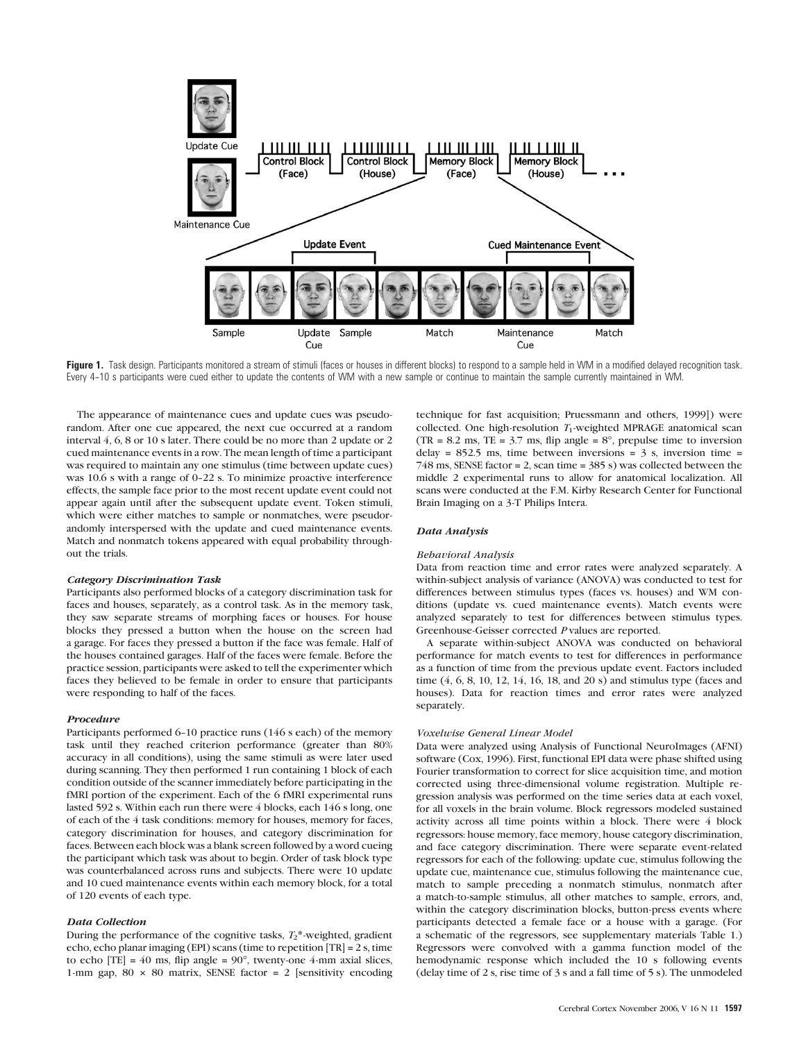**Figure 1.** Task design. Participants monitored a stream of stimuli (faces or houses in different blocks) to respond to a sample held in WM in a modified delayed recognition task. Every 4–10 s participants were cued either to update the contents of WM with a new sample or continue to maintain the sample currently maintained in WM.

The appearance of maintenance cues and update cues was pseudorandom. After one cue appeared, the next cue occurred at a random interval 4, 6, 8 or 10 s later. There could be no more than 2 update or 2 cued maintenance events in a row. The mean length of time a participant was required to maintain any one stimulus (time between update cues) was 10.6 s with a range of 0–22 s. To minimize proactive interference effects, the sample face prior to the most recent update event could not appear again until after the subsequent update event. Token stimuli, which were either matches to sample or nonmatches, were pseudorandomly interspersed with the update and cued maintenance events. Match and nonmatch tokens appeared with equal probability throughout the trials.

### *Category Discrimination Task*

Participants also performed blocks of a category discrimination task for faces and houses, separately, as a control task. As in the memory task, they saw separate streams of morphing faces or houses. For house blocks they pressed a button when the house on the screen had a garage. For faces they pressed a button if the face was female. Half of the houses contained garages. Half of the faces were female. Before the practice session, participants were asked to tell the experimenter which faces they believed to be female in order to ensure that participants were responding to half of the faces.

### *Procedure*

Participants performed 6–10 practice runs (146 s each) of the memory task until they reached criterion performance (greater than 80% accuracy in all conditions), using the same stimuli as were later used during scanning. They then performed 1 run containing 1 block of each condition outside of the scanner immediately before participating in the fMRI portion of the experiment. Each of the 6 fMRI experimental runs lasted 592 s. Within each run there were 4 blocks, each 146 s long, one of each of the 4 task conditions: memory for houses, memory for faces, category discrimination for houses, and category discrimination for faces. Between each block was a blank screen followed by a word cueing the participant which task was about to begin. Order of task block type was counterbalanced across runs and subjects. There were 10 update and 10 cued maintenance events within each memory block, for a total of 120 events of each type.

### *Data Collection*

During the performance of the cognitive tasks, $T_2$*-weighted, gradient echo, echo planar imaging (EPI) scans (time to repetition [TR] = 2 s, time to echo [TE] = 40 ms, flip angle = 90°, twenty-one 4-mm axial slices, 1-mm gap, 80 × 80 matrix, SENSE factor = 2 [sensitivity encoding technique for fast acquisition; Pruessmann and others, 1999]) were collected. One high-resolution $T_1$-weighted MPRAGE anatomical scan (TR = 8.2 ms, TE = 3.7 ms, flip angle = 8°, prepulse time to inversion delay = 852.5 ms, time between inversions = 3 s, inversion time = 748 ms, SENSE factor = 2, scan time = 385 s) was collected between the middle 2 experimental runs to allow for anatomical localization. All scans were conducted at the F.M. Kirby Research Center for Functional Brain Imaging on a 3-T Philips Intera.

### *Data Analysis*

#### *Behavioral Analysis*

Data from reaction time and error rates were analyzed separately. A within-subject analysis of variance (ANOVA) was conducted to test for differences between stimulus types (faces vs. houses) and WM conditions (update vs. cued maintenance events). Match events were analyzed separately to test for differences between stimulus types. Greenhouse-Geisser corrected *P* values are reported.

A separate within-subject ANOVA was conducted on behavioral performance for match events to test for differences in performance as a function of time from the previous update event. Factors included time (4, 6, 8, 10, 12, 14, 16, 18, and 20 s) and stimulus type (faces and houses). Data for reaction times and error rates were analyzed separately.

#### *Voxelwise General Linear Model*

Data were analyzed using Analysis of Functional NeuroImages (AFNI) software (Cox, 1996). First, functional EPI data were phase shifted using Fourier transformation to correct for slice acquisition time, and motion corrected using three-dimensional volume registration. Multiple regression analysis was performed on the time series data at each voxel, for all voxels in the brain volume. Block regressors modeled sustained activity across all time points within a block. There were 4 block regressors: house memory, face memory, house category discrimination, and face category discrimination. There were separate event-related regressors for each of the following: update cue, stimulus following the update cue, maintenance cue, stimulus following the maintenance cue, match to sample preceding a nonmatch stimulus, nonmatch after a match-to-sample stimulus, all other matches to sample, errors, and, within the category discrimination blocks, button-press events where participants detected a female face or a house with a garage. (For a schematic of the regressors, see supplementary materials Table 1.) Regressors were convolved with a gamma function model of the hemodynamic response which included the 10 s following events (delay time of 2 s, rise time of 3 s and a fall time of 5 s). The unmodeled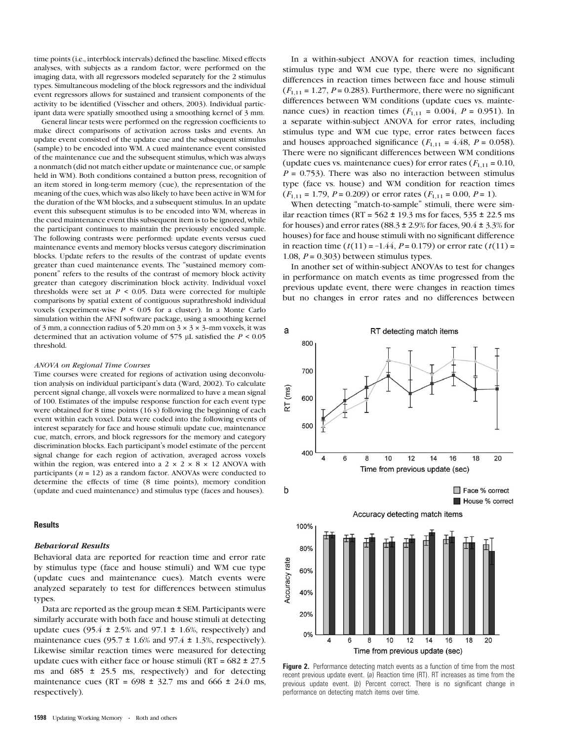time points (i.e., interblock intervals) defined the baseline. Mixed effects analyses, with subjects as a random factor, were performed on the imaging data, with all regressors modeled separately for the 2 stimulus types. Simultaneous modeling of the block regressors and the individual event regressors allows for sustained and transient components of the activity to be identified (Visscher and others, 2003). Individual participant data were spatially smoothed using a smoothing kernel of 3 mm.

General linear tests were performed on the regression coefficients to make direct comparisons of activation across tasks and events. An update event consisted of the update cue and the subsequent stimulus (sample) to be encoded into WM. A cued maintenance event consisted of the maintenance cue and the subsequent stimulus, which was always a nonmatch (did not match either update or maintenance cue, or sample held in WM). Both conditions contained a button press, recognition of an item stored in long-term memory (cue), the representation of the meaning of the cues, which was also likely to have been active in WM for the duration of the WM blocks, and a subsequent stimulus. In an update event this subsequent stimulus is to be encoded into WM, whereas in the cued maintenance event this subsequent item is to be ignored, while the participant continues to maintain the previously encoded sample. The following contrasts were performed: update events versus cued maintenance events and memory blocks versus category discrimination blocks. Update refers to the results of the contrast of update events greater than cued maintenance events. The "sustained memory component" refers to the results of the contrast of memory block activity greater than category discrimination block activity. Individual voxel thresholds were set at $P < 0.05$. Data were corrected for multiple comparisons by spatial extent of contiguous suprathreshold individual voxels (experiment-wise $P < 0.05$ for a cluster). In a Monte Carlo simulation within the AFNI software package, using a smoothing kernel of 3 mm, a connection radius of 5.20 mm on $3 \times 3 \times 3$–mm voxels, it was determined that an activation volume of 575 μL satisfied the $P < 0.05$ threshold.

*ANOVA on Regional Time Courses*

Time courses were created for regions of activation using deconvolution analysis on individual participant's data (Ward, 2002). To calculate percent signal change, all voxels were normalized to have a mean signal of 100. Estimates of the impulse response function for each event type were obtained for 8 time points (16 s) following the beginning of each event within each voxel. Data were coded into the following events of interest separately for face and house stimuli: update cue, maintenance cue, match, errors, and block regressors for the memory and category discrimination blocks. Each participant's model estimate of the percent signal change for each region of activation, averaged across voxels within the region, was entered into a $2 \times 2 \times 8 \times 12$ ANOVA with participants ($n = 12$) as a random factor. ANOVAs were conducted to determine the effects of time (8 time points), memory condition (update and cued maintenance) and stimulus type (faces and houses).

## Results

### *Behavioral Results*

Behavioral data are reported for reaction time and error rate by stimulus type (face and house stimuli) and WM cue type (update cues and maintenance cues). Match events were analyzed separately to test for differences between stimulus types.

Data are reported as the group mean ± SEM. Participants were similarly accurate with both face and house stimuli at detecting update cues (95.4 ± 2.5% and 97.1 ± 1.6%, respectively) and maintenance cues (95.7 ± 1.6% and 97.4 ± 1.3%, respectively). Likewise similar reaction times were measured for detecting update cues with either face or house stimuli (RT = 682 ± 27.5 ms and 685 ± 25.5 ms, respectively) and for detecting maintenance cues (RT = 698 ± 32.7 ms and 666 ± 24.0 ms, respectively).

In a within-subject ANOVA for reaction times, including stimulus type and WM cue type, there were no significant differences in reaction times between face and house stimuli ($F_{1,11} = 1.27$, $P = 0.283$). Furthermore, there were no significant differences between WM conditions (update cues vs. maintenance cues) in reaction times ($F_{1,11} = 0.004$, $P = 0.951$). In a separate within-subject ANOVA for error rates, including stimulus type and WM cue type, error rates between faces and houses approached significance ($F_{1,11} = 4.48$, $P = 0.058$). There were no significant differences between WM conditions (update cues vs. maintenance cues) for error rates ($F_{1,11} = 0.10$, $P = 0.753$). There was also no interaction between stimulus type (face vs. house) and WM condition for reaction times ($F_{1,11} = 1.79$, $P = 0.209$) or error rates ($F_{1,11} = 0.00$, $P = 1$).

When detecting "match-to-sample" stimuli, there were similar reaction times (RT = 562 ± 19.3 ms for faces, 535 ± 22.5 ms for houses) and error rates (88.3 ± 2.9% for faces, 90.4 ± 3.3% for houses) for face and house stimuli with no significant difference in reaction time ($t(11) = -1.44$, $P = 0.179$) or error rate ($t(11) = 1.08$, $P = 0.303$) between stimulus types.

In another set of within-subject ANOVAs to test for changes in performance on match events as time progressed from the previous update event, there were changes in reaction times but no changes in error rates and no differences between

**Figure 2.** Performance detecting match events as a function of time from the most recent previous update event. (*a*) Reaction time (RT). RT increases as time from the previous update event. (*b*) Percent correct. There is no significant change in performance on detecting match items over time.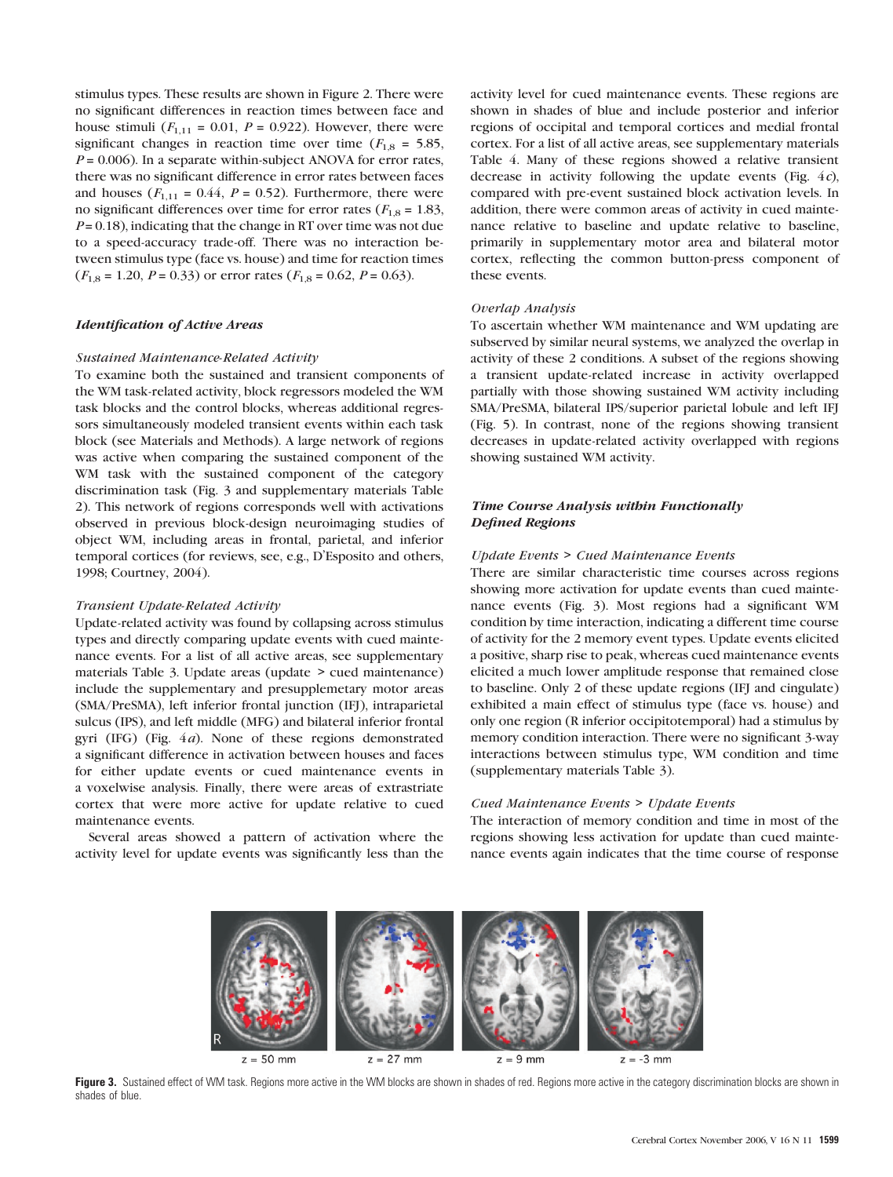stimulus types. These results are shown in Figure 2. There were no significant differences in reaction times between face and house stimuli ($F_{1,11} = 0.01$, $P = 0.922$). However, there were significant changes in reaction time over time ($F_{1,8} = 5.85$, $P = 0.006$). In a separate within-subject ANOVA for error rates, there was no significant difference in error rates between faces and houses ($F_{1,11} = 0.44$, $P = 0.52$). Furthermore, there were no significant differences over time for error rates ($F_{1,8} = 1.83$, $P = 0.18$), indicating that the change in RT over time was not due to a speed-accuracy trade-off. There was no interaction between stimulus type (face vs. house) and time for reaction times ($F_{1,8} = 1.20$, $P = 0.33$) or error rates ($F_{1,8} = 0.62$, $P = 0.63$).

### *Identification of Active Areas*

#### *Sustained Maintenance-Related Activity*

To examine both the sustained and transient components of the WM task-related activity, block regressors modeled the WM task blocks and the control blocks, whereas additional regressors simultaneously modeled transient events within each task block (see Materials and Methods). A large network of regions was active when comparing the sustained component of the WM task with the sustained component of the category discrimination task (Fig. 3 and supplementary materials Table 2). This network of regions corresponds well with activations observed in previous block-design neuroimaging studies of object WM, including areas in frontal, parietal, and inferior temporal cortices (for reviews, see, e.g., D'Esposito and others, 1998; Courtney, 2004).

#### *Transient Update-Related Activity*

Update-related activity was found by collapsing across stimulus types and directly comparing update events with cued maintenance events. For a list of all active areas, see supplementary materials Table 3. Update areas (update > cued maintenance) include the supplementary and presupplemetary motor areas (SMA/PreSMA), left inferior frontal junction (IFJ), intraparietal sulcus (IPS), and left middle (MFG) and bilateral inferior frontal gyri (IFG) (Fig. 4*a*). None of these regions demonstrated a significant difference in activation between houses and faces for either update events or cued maintenance events in a voxelwise analysis. Finally, there were areas of extrastriate cortex that were more active for update relative to cued maintenance events.

Several areas showed a pattern of activation where the activity level for update events was significantly less than the activity level for cued maintenance events. These regions are shown in shades of blue and include posterior and inferior regions of occipital and temporal cortices and medial frontal cortex. For a list of all active areas, see supplementary materials Table 4. Many of these regions showed a relative transient decrease in activity following the update events (Fig. 4*c*), compared with pre-event sustained block activation levels. In addition, there were common areas of activity in cued maintenance relative to baseline and update relative to baseline, primarily in supplementary motor area and bilateral motor cortex, reflecting the common button-press component of these events.

#### *Overlap Analysis*

To ascertain whether WM maintenance and WM updating are subserved by similar neural systems, we analyzed the overlap in activity of these 2 conditions. A subset of the regions showing a transient update-related increase in activity overlapped partially with those showing sustained WM activity including SMA/PreSMA, bilateral IPS/superior parietal lobule and left IFJ (Fig. 5). In contrast, none of the regions showing transient decreases in update-related activity overlapped with regions showing sustained WM activity.

### *Time Course Analysis within Functionally Defined Regions*

#### *Update Events > Cued Maintenance Events*

There are similar characteristic time courses across regions showing more activation for update events than cued maintenance events (Fig. 3). Most regions had a significant WM condition by time interaction, indicating a different time course of activity for the 2 memory event types. Update events elicited a positive, sharp rise to peak, whereas cued maintenance events elicited a much lower amplitude response that remained close to baseline. Only 2 of these update regions (IFJ and cingulate) exhibited a main effect of stimulus type (face vs. house) and only one region (R inferior occipitotemporal) had a stimulus by memory condition interaction. There were no significant 3-way interactions between stimulus type, WM condition and time (supplementary materials Table 3).

#### *Cued Maintenance Events > Update Events*

The interaction of memory condition and time in most of the regions showing less activation for update than cued maintenance events again indicates that the time course of response

R

z = 50 mm z = 27 mm z = 9 mm z = -3 mm

**Figure 3.** Sustained effect of WM task. Regions more active in the WM blocks are shown in shades of red. Regions more active in the category discrimination blocks are shown in shades of blue.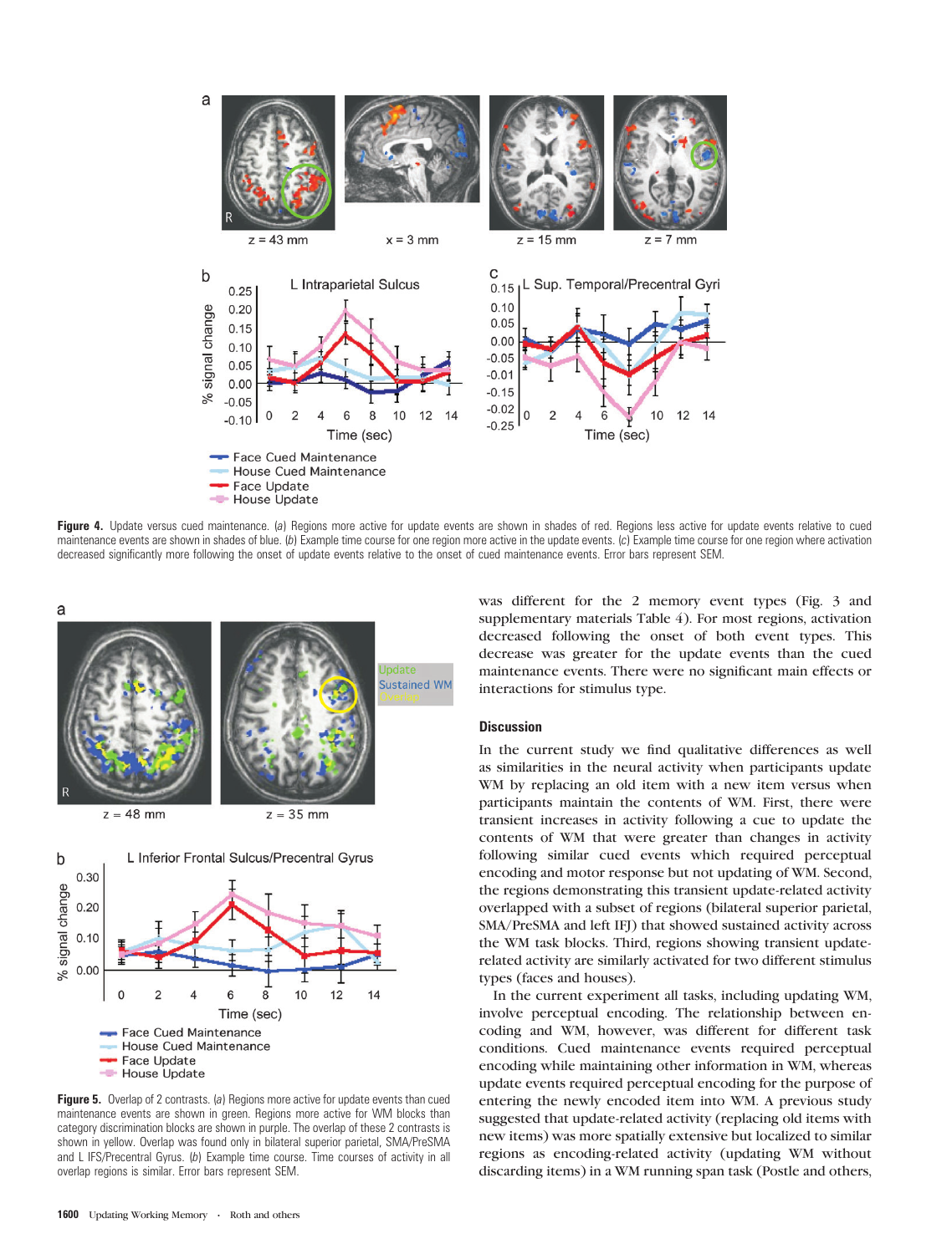**Figure 4.** Update versus cued maintenance. (*a*) Regions more active for update events are shown in shades of red. Regions less active for update events relative to cued maintenance events are shown in shades of blue. (*b*) Example time course for one region more active in the update events. (*c*) Example time course for one region where activation decreased significantly more following the onset of update events relative to the onset of cued maintenance events. Error bars represent SEM.

**Figure 5.** Overlap of 2 contrasts. (*a*) Regions more active for update events than cued maintenance events are shown in green. Regions more active for WM blocks than category discrimination blocks are shown in purple. The overlap of these 2 contrasts is shown in yellow. Overlap was found only in bilateral superior parietal, SMA/PreSMA and L IFS/Precentral Gyrus. (*b*) Example time course. Time courses of activity in all overlap regions is similar. Error bars represent SEM.

was different for the 2 memory event types (Fig. 3 and supplementary materials Table 4). For most regions, activation decreased following the onset of both event types. This decrease was greater for the update events than the cued maintenance events. There were no significant main effects or interactions for stimulus type.

## Discussion

In the current study we find qualitative differences as well as similarities in the neural activity when participants update WM by replacing an old item with a new item versus when participants maintain the contents of WM. First, there were transient increases in activity following a cue to update the contents of WM that were greater than changes in activity following similar cued events which required perceptual encoding and motor response but not updating of WM. Second, the regions demonstrating this transient update-related activity overlapped with a subset of regions (bilateral superior parietal, SMA/PreSMA and left IFJ) that showed sustained activity across the WM task blocks. Third, regions showing transient update-related activity are similarly activated for two different stimulus types (faces and houses).

In the current experiment all tasks, including updating WM, involve perceptual encoding. The relationship between encoding and WM, however, was different for different task conditions. Cued maintenance events required perceptual encoding while maintaining other information in WM, whereas update events required perceptual encoding for the purpose of entering the newly encoded item into WM. A previous study suggested that update-related activity (replacing old items with new items) was more spatially extensive but localized to similar regions as encoding-related activity (updating WM without discarding items) in a WM running span task (Postle and others,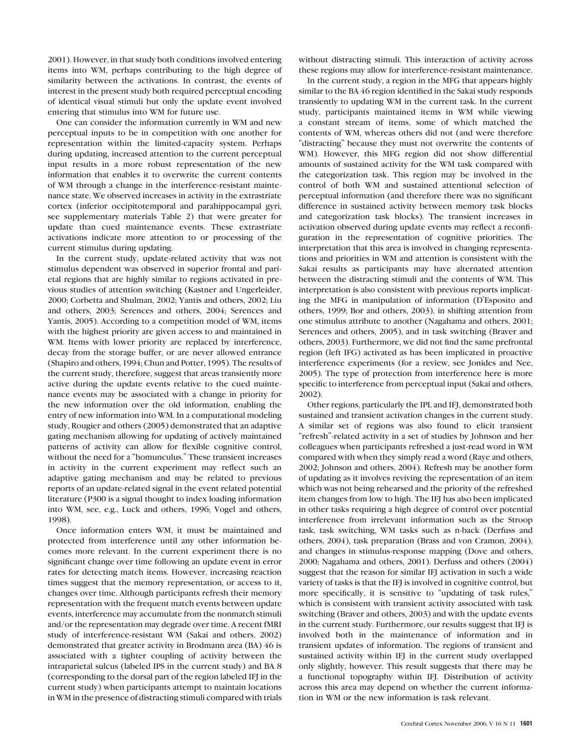2001). However, in that study both conditions involved entering items into WM, perhaps contributing to the high degree of similarity between the activations. In contrast, the events of interest in the present study both required perceptual encoding of identical visual stimuli but only the update event involved entering that stimulus into WM for future use.

One can consider the information currently in WM and new perceptual inputs to be in competition with one another for representation within the limited-capacity system. Perhaps during updating, increased attention to the current perceptual input results in a more robust representation of the new information that enables it to overwrite the current contents of WM through a change in the interference-resistant maintenance state. We observed increases in activity in the extrastriate cortex (inferior occipitotemporal and parahippocampal gyri, see supplementary materials Table 2) that were greater for update than cued maintenance events. These extrastriate activations indicate more attention to or processing of the current stimulus during updating.

In the current study, update-related activity that was not stimulus dependent was observed in superior frontal and parietal regions that are highly similar to regions activated in previous studies of attention switching (Kastner and Ungerleider, 2000; Corbetta and Shulman, 2002; Yantis and others, 2002; Liu and others, 2003; Serences and others, 2004; Serences and Yantis, 2005). According to a competition model of WM, items with the highest priority are given access to and maintained in WM. Items with lower priority are replaced by interference, decay from the storage buffer, or are never allowed entrance (Shapiro and others, 1994; Chun and Potter, 1995). The results of the current study, therefore, suggest that areas transiently more active during the update events relative to the cued maintenance events may be associated with a change in priority for the new information over the old information, enabling the entry of new information into WM. In a computational modeling study, Rougier and others (2005) demonstrated that an adaptive gating mechanism allowing for updating of actively maintained patterns of activity can allow for flexible cognitive control, without the need for a "homunculus." These transient increases in activity in the current experiment may reflect such an adaptive gating mechanism and may be related to previous reports of an update-related signal in the event related potential literature (P300 is a signal thought to index loading information into WM, see, e.g., Luck and others, 1996; Vogel and others, 1998).

Once information enters WM, it must be maintained and protected from interference until any other information becomes more relevant. In the current experiment there is no significant change over time following an update event in error rates for detecting match items. However, increasing reaction times suggest that the memory representation, or access to it, changes over time. Although participants refresh their memory representation with the frequent match events between update events, interference may accumulate from the nonmatch stimuli and/or the representation may degrade over time. A recent fMRI study of interference-resistant WM (Sakai and others, 2002) demonstrated that greater activity in Brodmann area (BA) 46 is associated with a tighter coupling of activity between the intraparietal sulcus (labeled IPS in the current study) and BA 8 (corresponding to the dorsal part of the region labeled IFJ in the current study) when participants attempt to maintain locations in WM in the presence of distracting stimuli compared with trials without distracting stimuli. This interaction of activity across these regions may allow for interference-resistant maintenance.

In the current study, a region in the MFG that appears highly similar to the BA 46 region identified in the Sakai study responds transiently to updating WM in the current task. In the current study, participants maintained items in WM while viewing a constant stream of items, some of which matched the contents of WM, whereas others did not (and were therefore "distracting" because they must not overwrite the contents of WM). However, this MFG region did not show differential amounts of sustained activity for the WM task compared with the categorization task. This region may be involved in the control of both WM and sustained attentional selection of perceptual information (and therefore there was no significant difference in sustained activity between memory task blocks and categorization task blocks). The transient increases in activation observed during update events may reflect a reconfiguration in the representation of cognitive priorities. The interpretation that this area is involved in changing representations and priorities in WM and attention is consistent with the Sakai results as participants may have alternated attention between the distracting stimuli and the contents of WM. This interpretation is also consistent with previous reports implicating the MFG in manipulation of information (D'Esposito and others, 1999; Bor and others, 2003), in shifting attention from one stimulus attribute to another (Nagahama and others, 2001; Serences and others, 2005), and in task switching (Braver and others, 2003). Furthermore, we did not find the same prefrontal region (left IFG) activated as has been implicated in proactive interference experiments (for a review, see Jonides and Nee, 2005). The type of protection from interference here is more specific to interference from perceptual input (Sakai and others, 2002).

Other regions, particularly the IPL and IFJ, demonstrated both sustained and transient activation changes in the current study. A similar set of regions was also found to elicit transient "refresh"-related activity in a set of studies by Johnson and her colleagues when participants refreshed a just-read word in WM compared with when they simply read a word (Raye and others, 2002; Johnson and others, 2004). Refresh may be another form of updating as it involves reviving the representation of an item which was not being rehearsed and the priority of the refreshed item changes from low to high. The IFJ has also been implicated in other tasks requiring a high degree of control over potential interference from irrelevant information such as the Stroop task, task switching, WM tasks such as n-back (Derfuss and others, 2004), task preparation (Brass and von Cramon, 2004), and changes in stimulus-response mapping (Dove and others, 2000; Nagahama and others, 2001). Derfuss and others (2004) suggest that the reason for similar IFJ activation in such a wide variety of tasks is that the IFJ is involved in cognitive control, but more specifically, it is sensitive to "updating of task rules," which is consistent with transient activity associated with task switching (Braver and others, 2003) and with the update events in the current study. Furthermore, our results suggest that IFJ is involved both in the maintenance of information and in transient updates of information. The regions of transient and sustained activity within IFJ in the current study overlapped only slightly, however. This result suggests that there may be a functional topography within IFJ. Distribution of activity across this area may depend on whether the current information in WM or the new information is task relevant.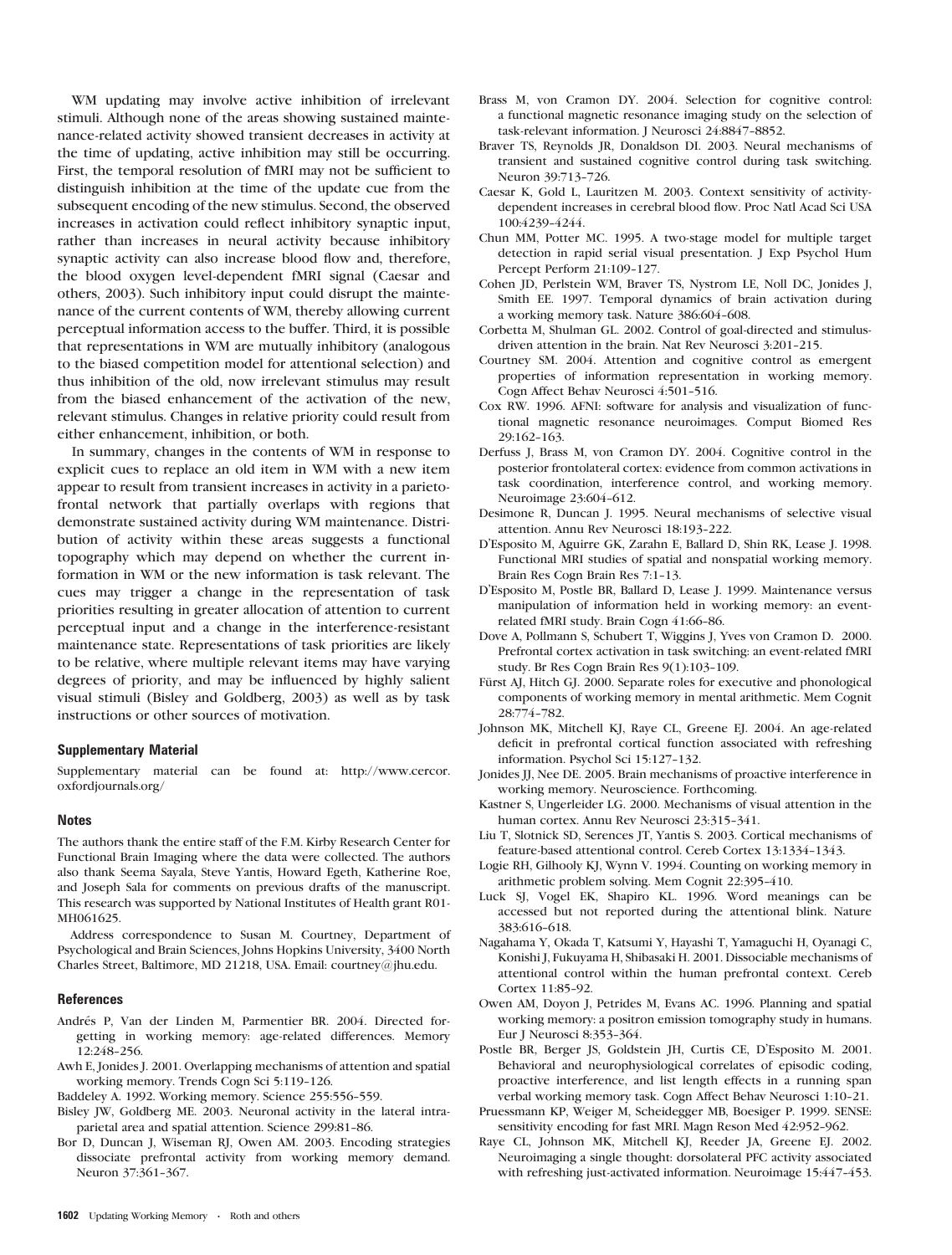WM updating may involve active inhibition of irrelevant stimuli. Although none of the areas showing sustained maintenance-related activity showed transient decreases in activity at the time of updating, active inhibition may still be occurring. First, the temporal resolution of fMRI may not be sufficient to distinguish inhibition at the time of the update cue from the subsequent encoding of the new stimulus. Second, the observed increases in activation could reflect inhibitory synaptic input, rather than increases in neural activity because inhibitory synaptic activity can also increase blood flow and, therefore, the blood oxygen level-dependent fMRI signal (Caesar and others, 2003). Such inhibitory input could disrupt the maintenance of the current contents of WM, thereby allowing current perceptual information access to the buffer. Third, it is possible that representations in WM are mutually inhibitory (analogous to the biased competition model for attentional selection) and thus inhibition of the old, now irrelevant stimulus may result from the biased enhancement of the activation of the new, relevant stimulus. Changes in relative priority could result from either enhancement, inhibition, or both.

In summary, changes in the contents of WM in response to explicit cues to replace an old item in WM with a new item appear to result from transient increases in activity in a parietofrontal network that partially overlaps with regions that demonstrate sustained activity during WM maintenance. Distribution of activity within these areas suggests a functional topography which may depend on whether the current information in WM or the new information is task relevant. The cues may trigger a change in the representation of task priorities resulting in greater allocation of attention to current perceptual input and a change in the interference-resistant maintenance state. Representations of task priorities are likely to be relative, where multiple relevant items may have varying degrees of priority, and may be influenced by highly salient visual stimuli (Bisley and Goldberg, 2003) as well as by task instructions or other sources of motivation.

### Supplementary Material

Supplementary material can be found at: http://www.cercor.oxfordjournals.org/

### Notes

The authors thank the entire staff of the F.M. Kirby Research Center for Functional Brain Imaging where the data were collected. The authors also thank Seema Sayala, Steve Yantis, Howard Egeth, Katherine Roe, and Joseph Sala for comments on previous drafts of the manuscript. This research was supported by National Institutes of Health grant R01-MH061625.

Address correspondence to Susan M. Courtney, Department of Psychological and Brain Sciences, Johns Hopkins University, 3400 North Charles Street, Baltimore, MD 21218, USA. Email: courtney@jhu.edu.

### References

Andrés P, Van der Linden M, Parmentier BR. 2004. Directed forgetting in working memory: age-related differences. Memory 12:248–256.

Awh E, Jonides J. 2001. Overlapping mechanisms of attention and spatial working memory. Trends Cogn Sci 5:119–126.

Baddeley A. 1992. Working memory. Science 255:556–559.

Bisley JW, Goldberg ME. 2003. Neuronal activity in the lateral intraparietal area and spatial attention. Science 299:81–86.

Bor D, Duncan J, Wiseman RJ, Owen AM. 2003. Encoding strategies dissociate prefrontal activity from working memory demand. Neuron 37:361–367.

Brass M, von Cramon DY. 2004. Selection for cognitive control: a functional magnetic resonance imaging study on the selection of task-relevant information. J Neurosci 24:8847–8852.

Braver TS, Reynolds JR, Donaldson DI. 2003. Neural mechanisms of transient and sustained cognitive control during task switching. Neuron 39:713–726.

Caesar K, Gold L, Lauritzen M. 2003. Context sensitivity of activity-dependent increases in cerebral blood flow. Proc Natl Acad Sci USA 100:4239–4244.

Chun MM, Potter MC. 1995. A two-stage model for multiple target detection in rapid serial visual presentation. J Exp Psychol Hum Percept Perform 21:109–127.

Cohen JD, Perlstein WM, Braver TS, Nystrom LE, Noll DC, Jonides J, Smith EE. 1997. Temporal dynamics of brain activation during a working memory task. Nature 386:604–608.

Corbetta M, Shulman GL. 2002. Control of goal-directed and stimulus-driven attention in the brain. Nat Rev Neurosci 3:201–215.

Courtney SM. 2004. Attention and cognitive control as emergent properties of information representation in working memory. Cogn Affect Behav Neurosci 4:501–516.

Cox RW. 1996. AFNI: software for analysis and visualization of functional magnetic resonance neuroimages. Comput Biomed Res 29:162–163.

Derfuss J, Brass M, von Cramon DY. 2004. Cognitive control in the posterior frontolateral cortex: evidence from common activations in task coordination, interference control, and working memory. Neuroimage 23:604–612.

Desimone R, Duncan J. 1995. Neural mechanisms of selective visual attention. Annu Rev Neurosci 18:193–222.

D'Esposito M, Aguirre GK, Zarahn E, Ballard D, Shin RK, Lease J. 1998. Functional MRI studies of spatial and nonspatial working memory. Brain Res Cogn Brain Res 7:1–13.

D'Esposito M, Postle BR, Ballard D, Lease J. 1999. Maintenance versus manipulation of information held in working memory: an event-related fMRI study. Brain Cogn 41:66–86.

Dove A, Pollmann S, Schubert T, Wiggins J, Yves von Cramon D. 2000. Prefrontal cortex activation in task switching: an event-related fMRI study. Br Res Cogn Brain Res 9(1):103–109.

Fürst AJ, Hitch GJ. 2000. Separate roles for executive and phonological components of working memory in mental arithmetic. Mem Cognit 28:774–782.

Johnson MK, Mitchell KJ, Raye CL, Greene EJ. 2004. An age-related deficit in prefrontal cortical function associated with refreshing information. Psychol Sci 15:127–132.

Jonides JJ, Nee DE. 2005. Brain mechanisms of proactive interference in working memory. Neuroscience. Forthcoming.

Kastner S, Ungerleider LG. 2000. Mechanisms of visual attention in the human cortex. Annu Rev Neurosci 23:315–341.

Liu T, Slotnick SD, Serences JT, Yantis S. 2003. Cortical mechanisms of feature-based attentional control. Cereb Cortex 13:1334–1343.

Logie RH, Gilhooly KJ, Wynn V. 1994. Counting on working memory in arithmetic problem solving. Mem Cognit 22:395–410.

Luck SJ, Vogel EK, Shapiro KL. 1996. Word meanings can be accessed but not reported during the attentional blink. Nature 383:616–618.

Nagahama Y, Okada T, Katsumi Y, Hayashi T, Yamaguchi H, Oyanagi C, Konishi J, Fukuyama H, Shibasaki H. 2001. Dissociable mechanisms of attentional control within the human prefrontal context. Cereb Cortex 11:85–92.

Owen AM, Doyon J, Petrides M, Evans AC. 1996. Planning and spatial working memory: a positron emission tomography study in humans. Eur J Neurosci 8:353–364.

Postle BR, Berger JS, Goldstein JH, Curtis CE, D'Esposito M. 2001. Behavioral and neurophysiological correlates of episodic coding, proactive interference, and list length effects in a running span verbal working memory task. Cogn Affect Behav Neurosci 1:10–21.

Pruessmann KP, Weiger M, Scheidegger MB, Boesiger P. 1999. SENSE: sensitivity encoding for fast MRI. Magn Reson Med 42:952–962.

Raye CL, Johnson MK, Mitchell KJ, Reeder JA, Greene EJ. 2002. Neuroimaging a single thought: dorsolateral PFC activity associated with refreshing just-activated information. Neuroimage 15:447–453.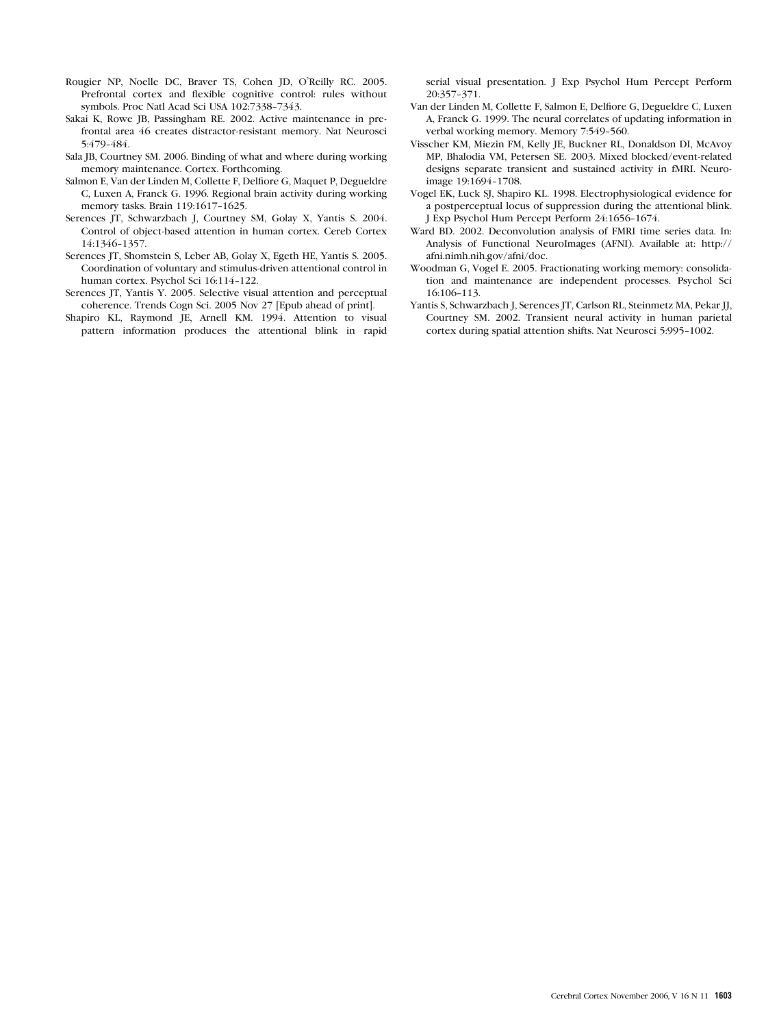Rougier NP, Noelle DC, Braver TS, Cohen JD, O'Reilly RC. 2005. Prefrontal cortex and flexible cognitive control: rules without symbols. Proc Natl Acad Sci USA 102:7338–7343.

Sakai K, Rowe JB, Passingham RE. 2002. Active maintenance in prefrontal area 46 creates distractor-resistant memory. Nat Neurosci 5:479–484.

Sala JB, Courtney SM. 2006. Binding of what and where during working memory maintenance. Cortex. Forthcoming.

Salmon E, Van der Linden M, Collette F, Delfiore G, Maquet P, Degueldre C, Luxen A, Franck G. 1996. Regional brain activity during working memory tasks. Brain 119:1617–1625.

Serences JT, Schwarzbach J, Courtney SM, Golay X, Yantis S. 2004. Control of object-based attention in human cortex. Cereb Cortex 14:1346–1357.

Serences JT, Shomstein S, Leber AB, Golay X, Egeth HE, Yantis S. 2005. Coordination of voluntary and stimulus-driven attentional control in human cortex. Psychol Sci 16:114–122.

Serences JT, Yantis Y. 2005. Selective visual attention and perceptual coherence. Trends Cogn Sci. 2005 Nov 27 [Epub ahead of print].

Shapiro KL, Raymond JE, Arnell KM. 1994. Attention to visual pattern information produces the attentional blink in rapid serial visual presentation. J Exp Psychol Hum Percept Perform 20:357–371.

Van der Linden M, Collette F, Salmon E, Delfiore G, Degueldre C, Luxen A, Franck G. 1999. The neural correlates of updating information in verbal working memory. Memory 7:549–560.

Visscher KM, Miezin FM, Kelly JE, Buckner RL, Donaldson DI, McAvoy MP, Bhalodia VM, Petersen SE. 2003. Mixed blocked/event-related designs separate transient and sustained activity in fMRI. Neuroimage 19:1694–1708.

Vogel EK, Luck SJ, Shapiro KL. 1998. Electrophysiological evidence for a postperceptual locus of suppression during the attentional blink. J Exp Psychol Hum Percept Perform 24:1656–1674.

Ward BD. 2002. Deconvolution analysis of FMRI time series data. In: Analysis of Functional NeuroImages (AFNI). Available at: http://afni.nimh.nih.gov/afni/doc.

Woodman G, Vogel E. 2005. Fractionating working memory: consolidation and maintenance are independent processes. Psychol Sci 16:106–113.

Yantis S, Schwarzbach J, Serences JT, Carlson RL, Steinmetz MA, Pekar JJ, Courtney SM. 2002. Transient neural activity in human parietal cortex during spatial attention shifts. Nat Neurosci 5:995–1002.